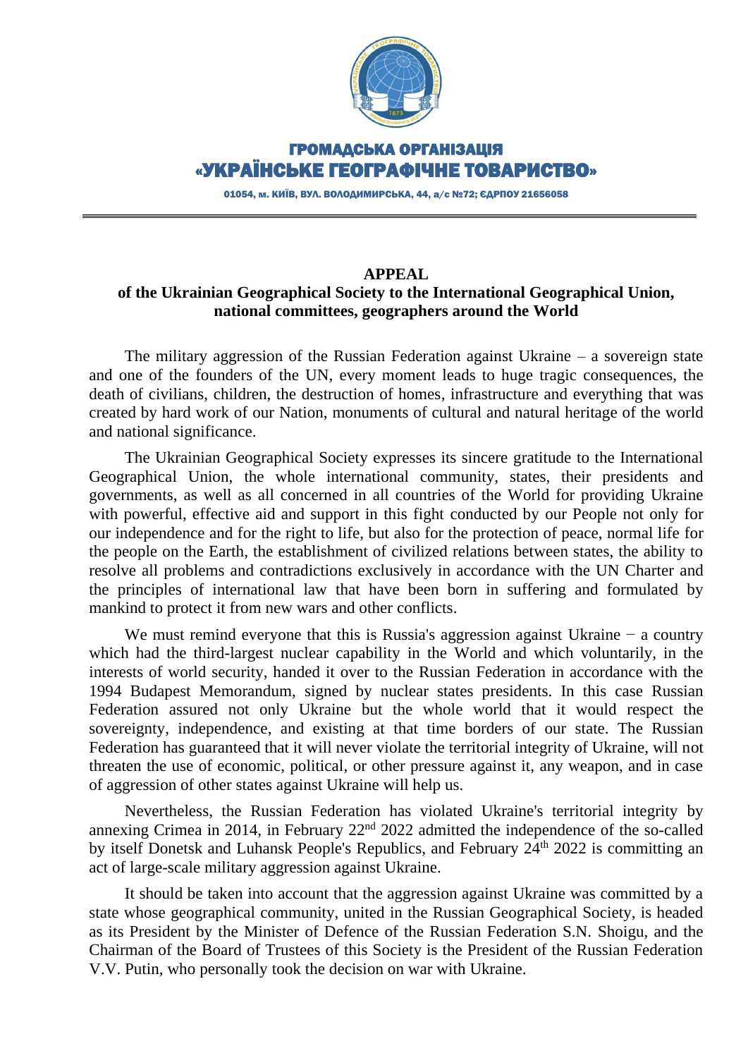ГРОМАДСЬКА ОРГАНІЗАЦІЯ
«УКРАЇНСЬКЕ ГЕОГРАФІЧНЕ ТОВАРИСТВО»

01054, м. КИЇВ, ВУЛ. ВОЛОДИМИРСЬКА, 44, а/с №72; ЄДРПОУ 21656058

**APPEAL**
**of the Ukrainian Geographical Society to the International Geographical Union, national committees, geographers around the World**

The military aggression of the Russian Federation against Ukraine – a sovereign state and one of the founders of the UN, every moment leads to huge tragic consequences, the death of civilians, children, the destruction of homes, infrastructure and everything that was created by hard work of our Nation, monuments of cultural and natural heritage of the world and national significance.

The Ukrainian Geographical Society expresses its sincere gratitude to the International Geographical Union, the whole international community, states, their presidents and governments, as well as all concerned in all countries of the World for providing Ukraine with powerful, effective aid and support in this fight conducted by our People not only for our independence and for the right to life, but also for the protection of peace, normal life for the people on the Earth, the establishment of civilized relations between states, the ability to resolve all problems and contradictions exclusively in accordance with the UN Charter and the principles of international law that have been born in suffering and formulated by mankind to protect it from new wars and other conflicts.

We must remind everyone that this is Russia's aggression against Ukraine − a country which had the third-largest nuclear capability in the World and which voluntarily, in the interests of world security, handed it over to the Russian Federation in accordance with the 1994 Budapest Memorandum, signed by nuclear states presidents. In this case Russian Federation assured not only Ukraine but the whole world that it would respect the sovereignty, independence, and existing at that time borders of our state. The Russian Federation has guaranteed that it will never violate the territorial integrity of Ukraine, will not threaten the use of economic, political, or other pressure against it, any weapon, and in case of aggression of other states against Ukraine will help us.

Nevertheless, the Russian Federation has violated Ukraine's territorial integrity by annexing Crimea in 2014, in February 22nd 2022 admitted the independence of the so-called by itself Donetsk and Luhansk People's Republics, and February 24th 2022 is committing an act of large-scale military aggression against Ukraine.

It should be taken into account that the aggression against Ukraine was committed by a state whose geographical community, united in the Russian Geographical Society, is headed as its President by the Minister of Defence of the Russian Federation S.N. Shoigu, and the Chairman of the Board of Trustees of this Society is the President of the Russian Federation V.V. Putin, who personally took the decision on war with Ukraine.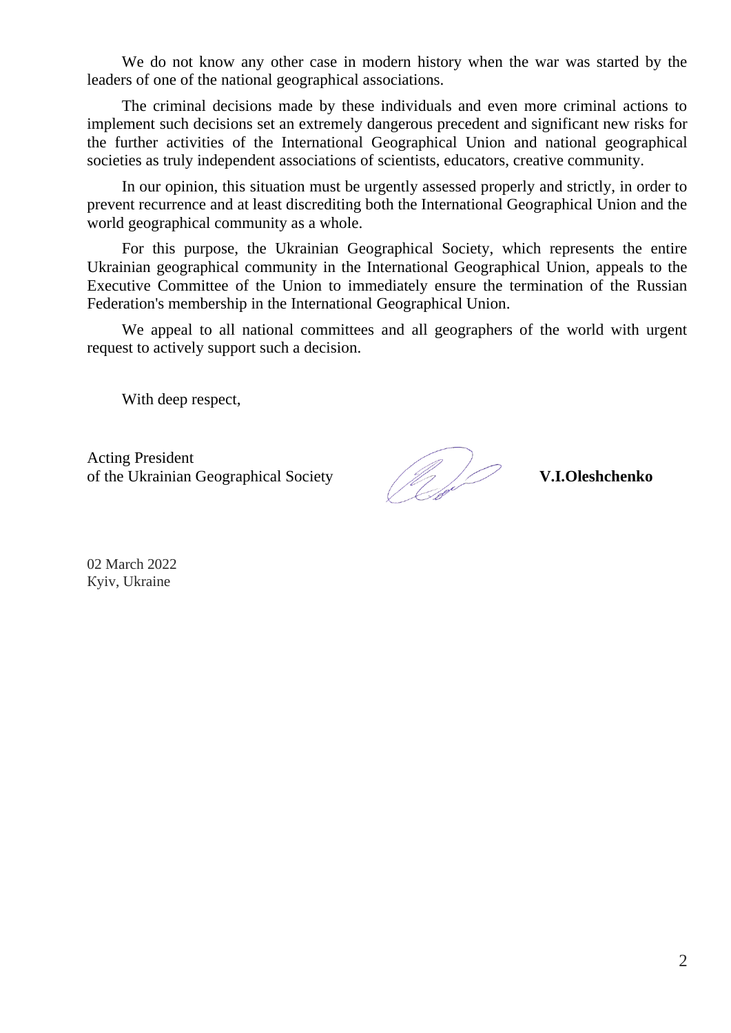We do not know any other case in modern history when the war was started by the leaders of one of the national geographical associations.

The criminal decisions made by these individuals and even more criminal actions to implement such decisions set an extremely dangerous precedent and significant new risks for the further activities of the International Geographical Union and national geographical societies as truly independent associations of scientists, educators, creative community.

In our opinion, this situation must be urgently assessed properly and strictly, in order to prevent recurrence and at least discrediting both the International Geographical Union and the world geographical community as a whole.

For this purpose, the Ukrainian Geographical Society, which represents the entire Ukrainian geographical community in the International Geographical Union, appeals to the Executive Committee of the Union to immediately ensure the termination of the Russian Federation's membership in the International Geographical Union.

We appeal to all national committees and all geographers of the world with urgent request to actively support such a decision.

With deep respect,

Acting President
of the Ukrainian Geographical Society **V.I.Oleshchenko**

02 March 2022
Kyiv, Ukraine